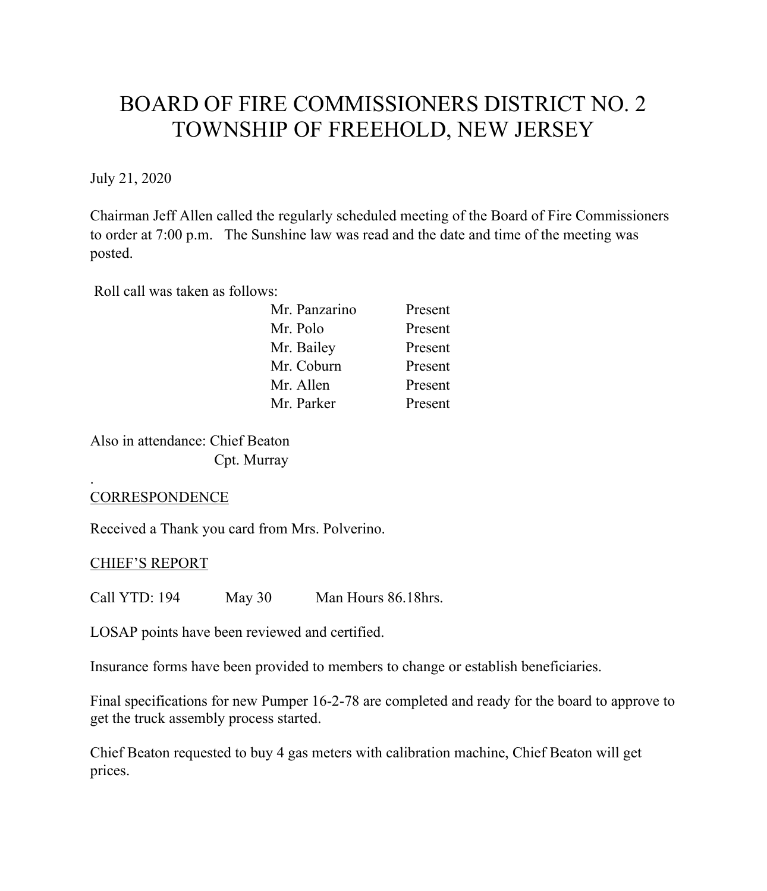# BOARD OF FIRE COMMISSIONERS DISTRICT NO. 2
# TOWNSHIP OF FREEHOLD, NEW JERSEY

July 21, 2020

Chairman Jeff Allen called the regularly scheduled meeting of the Board of Fire Commissioners to order at 7:00 p.m. The Sunshine law was read and the date and time of the meeting was posted.

Roll call was taken as follows:

| | |
|---|---|
| Mr. Panzarino | Present |
| Mr. Polo | Present |
| Mr. Bailey | Present |
| Mr. Coburn | Present |
| Mr. Allen | Present |
| Mr. Parker | Present |

Also in attendance: Chief Beaton
Cpt. Murray

.

## CORRESPONDENCE

Received a Thank you card from Mrs. Polverino.

## CHIEF'S REPORT

Call YTD: 194 May 30 Man Hours 86.18hrs.

LOSAP points have been reviewed and certified.

Insurance forms have been provided to members to change or establish beneficiaries.

Final specifications for new Pumper 16-2-78 are completed and ready for the board to approve to get the truck assembly process started.

Chief Beaton requested to buy 4 gas meters with calibration machine, Chief Beaton will get prices.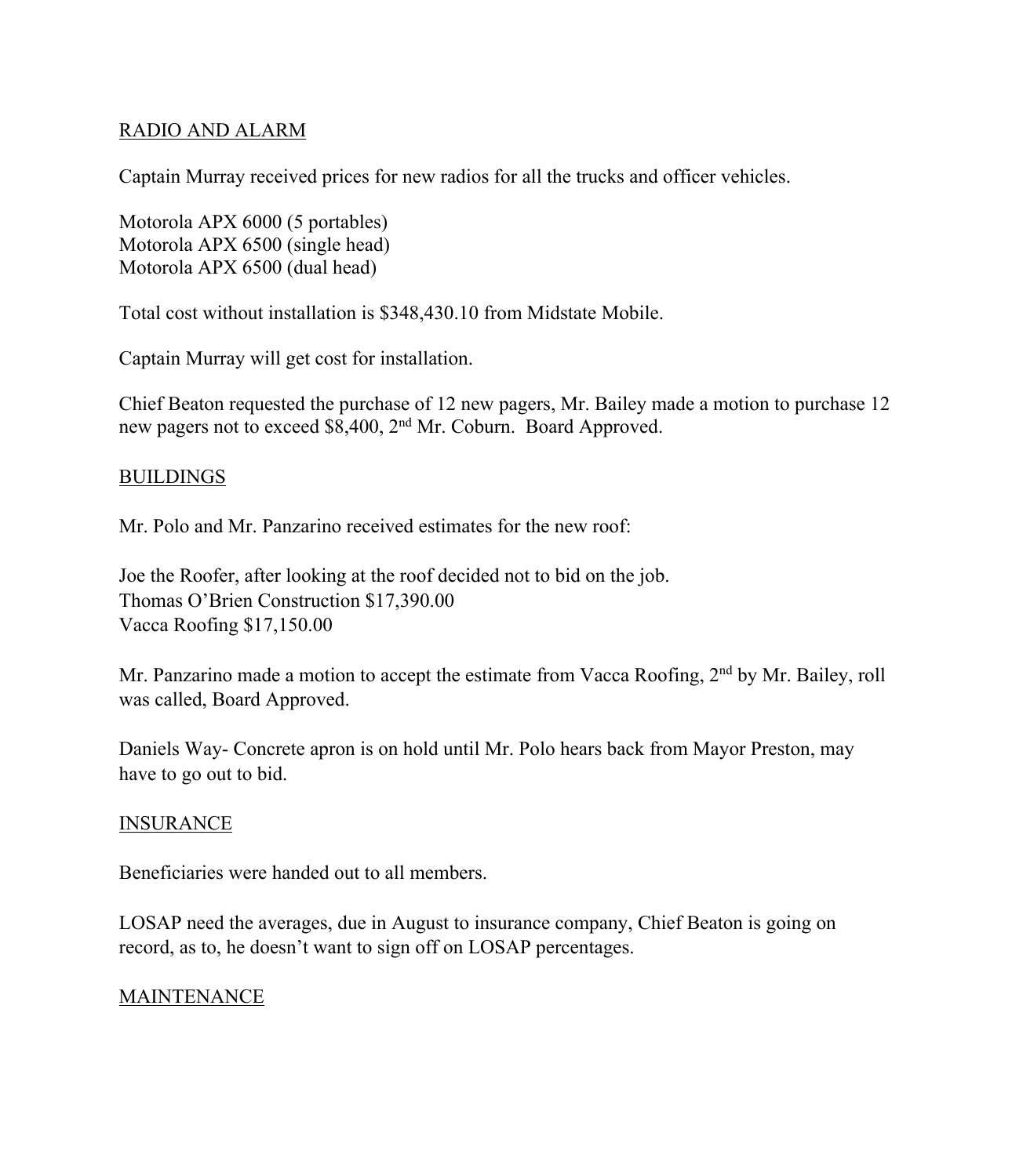## RADIO AND ALARM

Captain Murray received prices for new radios for all the trucks and officer vehicles.

Motorola APX 6000 (5 portables)
Motorola APX 6500 (single head)
Motorola APX 6500 (dual head)

Total cost without installation is $348,430.10 from Midstate Mobile.

Captain Murray will get cost for installation.

Chief Beaton requested the purchase of 12 new pagers, Mr. Bailey made a motion to purchase 12 new pagers not to exceed $8,400, 2nd Mr. Coburn. Board Approved.

## BUILDINGS

Mr. Polo and Mr. Panzarino received estimates for the new roof:

Joe the Roofer, after looking at the roof decided not to bid on the job.
Thomas O'Brien Construction $17,390.00
Vacca Roofing $17,150.00

Mr. Panzarino made a motion to accept the estimate from Vacca Roofing, 2nd by Mr. Bailey, roll was called, Board Approved.

Daniels Way- Concrete apron is on hold until Mr. Polo hears back from Mayor Preston, may have to go out to bid.

## INSURANCE

Beneficiaries were handed out to all members.

LOSAP need the averages, due in August to insurance company, Chief Beaton is going on record, as to, he doesn't want to sign off on LOSAP percentages.

## MAINTENANCE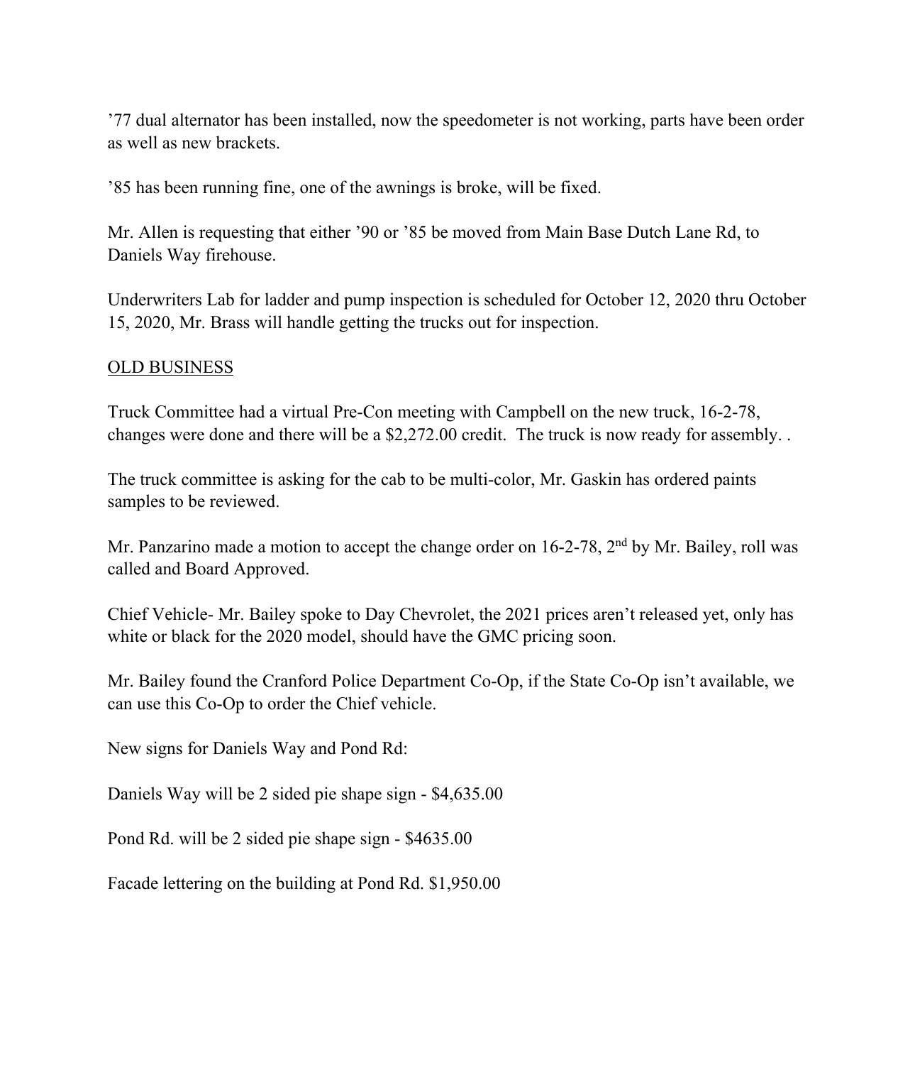’77 dual alternator has been installed, now the speedometer is not working, parts have been order as well as new brackets.

’85 has been running fine, one of the awnings is broke, will be fixed.

Mr. Allen is requesting that either ’90 or ’85 be moved from Main Base Dutch Lane Rd, to Daniels Way firehouse.

Underwriters Lab for ladder and pump inspection is scheduled for October 12, 2020 thru October 15, 2020, Mr. Brass will handle getting the trucks out for inspection.

<u>OLD BUSINESS</u>

Truck Committee had a virtual Pre-Con meeting with Campbell on the new truck, 16-2-78, changes were done and there will be a $2,272.00 credit. The truck is now ready for assembly. .

The truck committee is asking for the cab to be multi-color, Mr. Gaskin has ordered paints samples to be reviewed.

Mr. Panzarino made a motion to accept the change order on 16-2-78, 2nd by Mr. Bailey, roll was called and Board Approved.

Chief Vehicle- Mr. Bailey spoke to Day Chevrolet, the 2021 prices aren’t released yet, only has white or black for the 2020 model, should have the GMC pricing soon.

Mr. Bailey found the Cranford Police Department Co-Op, if the State Co-Op isn’t available, we can use this Co-Op to order the Chief vehicle.

New signs for Daniels Way and Pond Rd:

Daniels Way will be 2 sided pie shape sign - $4,635.00

Pond Rd. will be 2 sided pie shape sign - $4635.00

Facade lettering on the building at Pond Rd. $1,950.00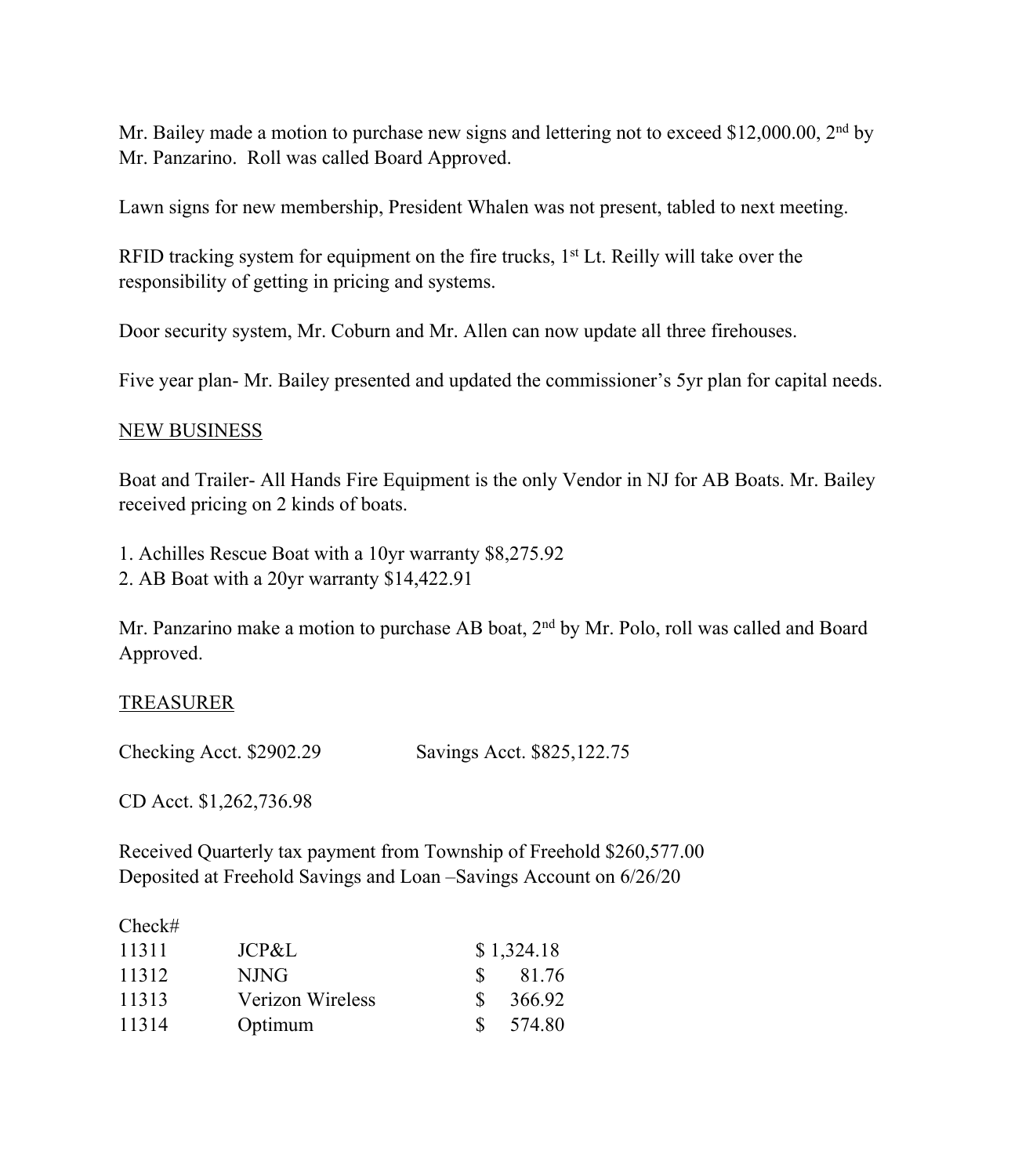Mr. Bailey made a motion to purchase new signs and lettering not to exceed $12,000.00, 2nd by Mr. Panzarino. Roll was called Board Approved.

Lawn signs for new membership, President Whalen was not present, tabled to next meeting.

RFID tracking system for equipment on the fire trucks, 1st Lt. Reilly will take over the responsibility of getting in pricing and systems.

Door security system, Mr. Coburn and Mr. Allen can now update all three firehouses.

Five year plan- Mr. Bailey presented and updated the commissioner's 5yr plan for capital needs.

NEW BUSINESS

Boat and Trailer- All Hands Fire Equipment is the only Vendor in NJ for AB Boats. Mr. Bailey received pricing on 2 kinds of boats.

1. Achilles Rescue Boat with a 10yr warranty $8,275.92
2. AB Boat with a 20yr warranty $14,422.91

Mr. Panzarino make a motion to purchase AB boat, 2nd by Mr. Polo, roll was called and Board Approved.

TREASURER

Checking Acct. $2902.29 Savings Acct. $825,122.75

CD Acct. $1,262,736.98

Received Quarterly tax payment from Township of Freehold $260,577.00
Deposited at Freehold Savings and Loan –Savings Account on 6/26/20

| Check# | | |
|---|---|---|
| 11311 | JCP&L | $ 1,324.18 |
| 11312 | NJNG | $ 81.76 |
| 11313 | Verizon Wireless | $ 366.92 |
| 11314 | Optimum | $ 574.80 |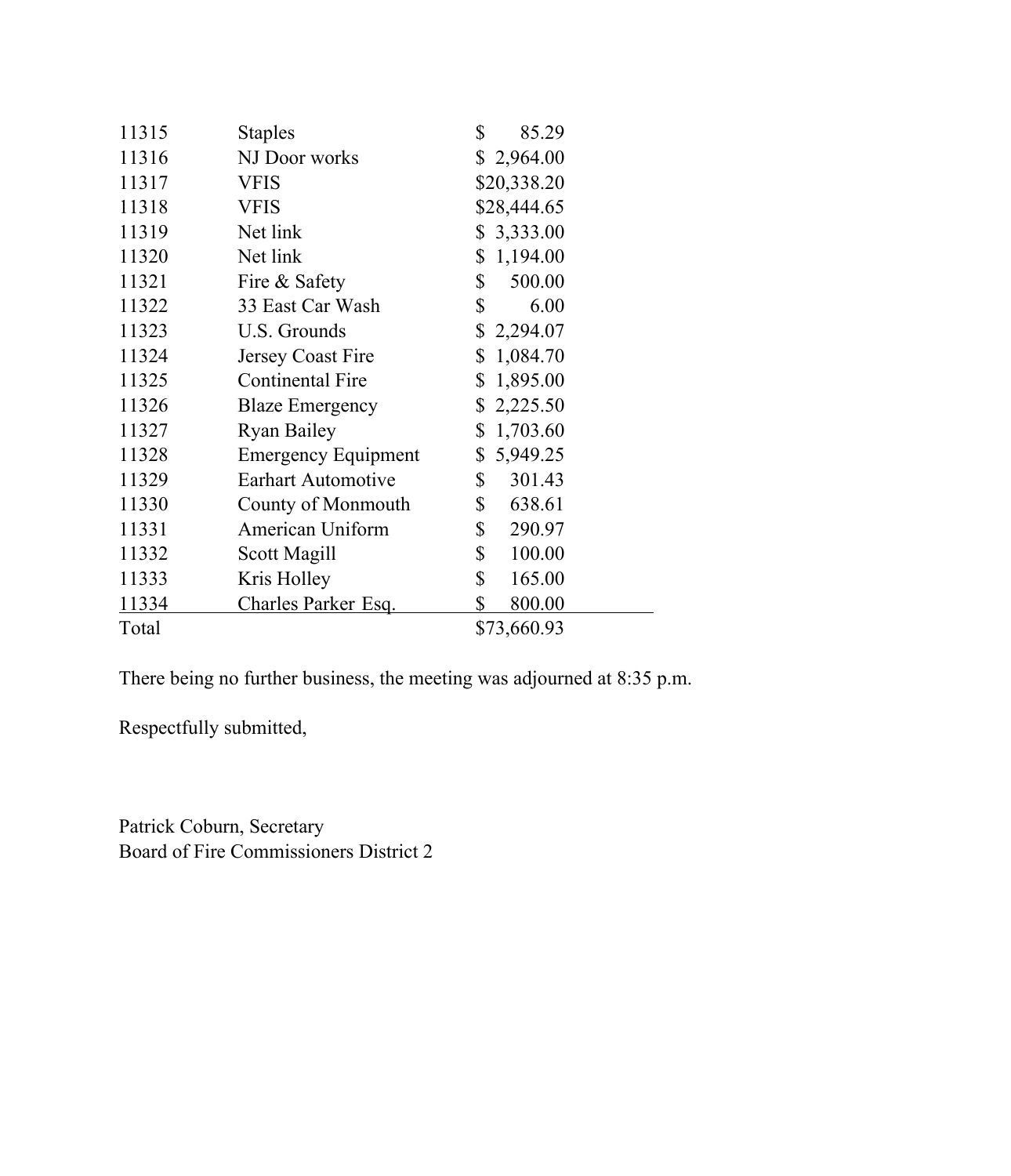| | | |
|---|---|---|
| 11315 | Staples | $ 85.29 |
| 11316 | NJ Door works | $ 2,964.00 |
| 11317 | VFIS | $20,338.20 |
| 11318 | VFIS | $28,444.65 |
| 11319 | Net link | $ 3,333.00 |
| 11320 | Net link | $ 1,194.00 |
| 11321 | Fire & Safety | $ 500.00 |
| 11322 | 33 East Car Wash | $ 6.00 |
| 11323 | U.S. Grounds | $ 2,294.07 |
| 11324 | Jersey Coast Fire | $ 1,084.70 |
| 11325 | Continental Fire | $ 1,895.00 |
| 11326 | Blaze Emergency | $ 2,225.50 |
| 11327 | Ryan Bailey | $ 1,703.60 |
| 11328 | Emergency Equipment | $ 5,949.25 |
| 11329 | Earhart Automotive | $ 301.43 |
| 11330 | County of Monmouth | $ 638.61 |
| 11331 | American Uniform | $ 290.97 |
| 11332 | Scott Magill | $ 100.00 |
| 11333 | Kris Holley | $ 165.00 |
| 11334 | Charles Parker Esq. | $ 800.00 |
| Total | | $73,660.93 |

There being no further business, the meeting was adjourned at 8:35 p.m.

Respectfully submitted,

Patrick Coburn, Secretary
Board of Fire Commissioners District 2